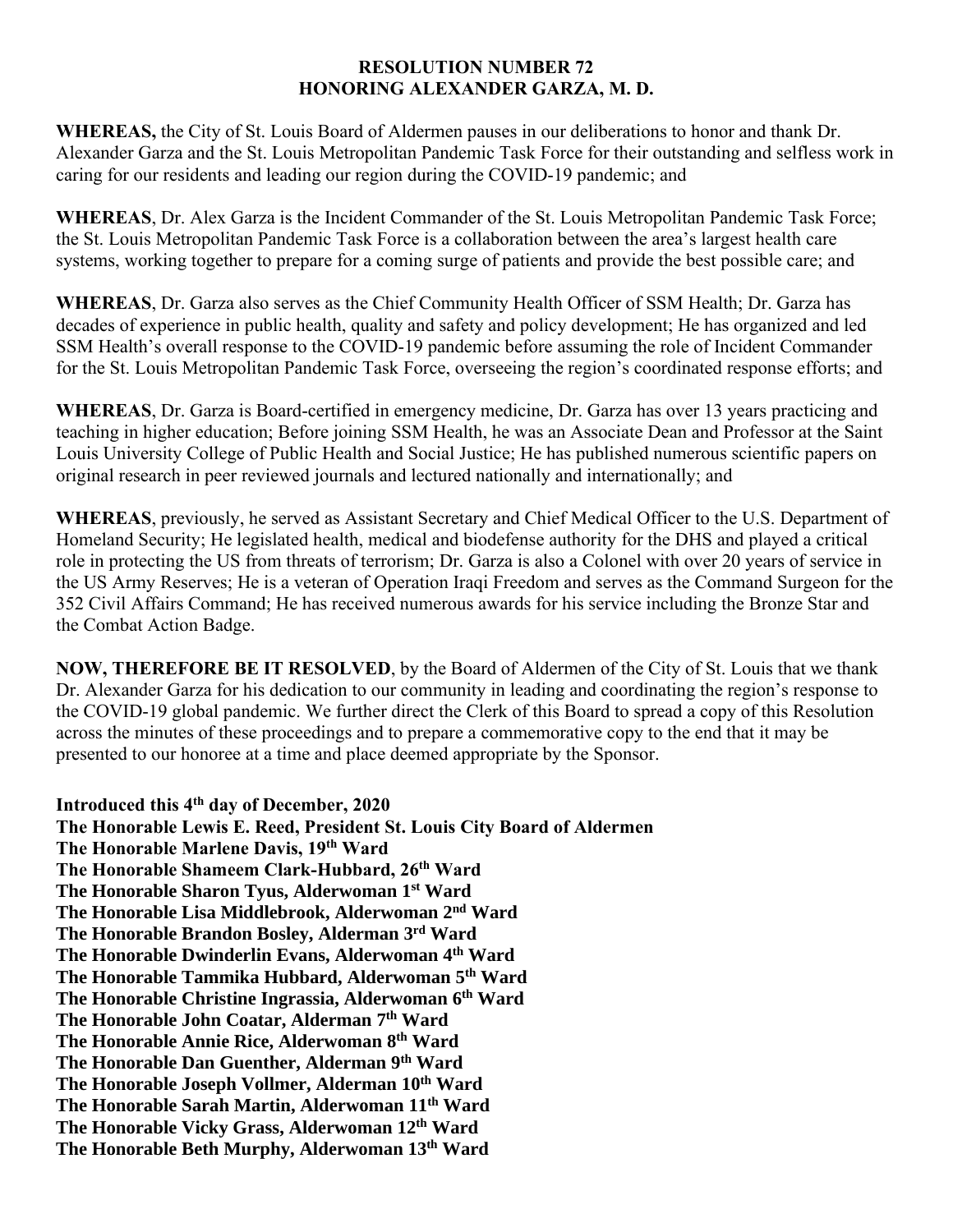**RESOLUTION NUMBER 72**
**HONORING ALEXANDER GARZA, M. D.**

**WHEREAS,** the City of St. Louis Board of Aldermen pauses in our deliberations to honor and thank Dr. Alexander Garza and the St. Louis Metropolitan Pandemic Task Force for their outstanding and selfless work in caring for our residents and leading our region during the COVID-19 pandemic; and

**WHEREAS**, Dr. Alex Garza is the Incident Commander of the St. Louis Metropolitan Pandemic Task Force; the St. Louis Metropolitan Pandemic Task Force is a collaboration between the area's largest health care systems, working together to prepare for a coming surge of patients and provide the best possible care; and

**WHEREAS**, Dr. Garza also serves as the Chief Community Health Officer of SSM Health; Dr. Garza has decades of experience in public health, quality and safety and policy development; He has organized and led SSM Health's overall response to the COVID-19 pandemic before assuming the role of Incident Commander for the St. Louis Metropolitan Pandemic Task Force, overseeing the region's coordinated response efforts; and

**WHEREAS**, Dr. Garza is Board-certified in emergency medicine, Dr. Garza has over 13 years practicing and teaching in higher education; Before joining SSM Health, he was an Associate Dean and Professor at the Saint Louis University College of Public Health and Social Justice; He has published numerous scientific papers on original research in peer reviewed journals and lectured nationally and internationally; and

**WHEREAS**, previously, he served as Assistant Secretary and Chief Medical Officer to the U.S. Department of Homeland Security; He legislated health, medical and biodefense authority for the DHS and played a critical role in protecting the US from threats of terrorism; Dr. Garza is also a Colonel with over 20 years of service in the US Army Reserves; He is a veteran of Operation Iraqi Freedom and serves as the Command Surgeon for the 352 Civil Affairs Command; He has received numerous awards for his service including the Bronze Star and the Combat Action Badge.

**NOW, THEREFORE BE IT RESOLVED**, by the Board of Aldermen of the City of St. Louis that we thank Dr. Alexander Garza for his dedication to our community in leading and coordinating the region's response to the COVID-19 global pandemic. We further direct the Clerk of this Board to spread a copy of this Resolution across the minutes of these proceedings and to prepare a commemorative copy to the end that it may be presented to our honoree at a time and place deemed appropriate by the Sponsor.

**Introduced this 4th day of December, 2020**
**The Honorable Lewis E. Reed, President St. Louis City Board of Aldermen**
**The Honorable Marlene Davis, 19th Ward**
**The Honorable Shameem Clark-Hubbard, 26th Ward**
**The Honorable Sharon Tyus, Alderwoman 1st Ward**
**The Honorable Lisa Middlebrook, Alderwoman 2nd Ward**
**The Honorable Brandon Bosley, Alderman 3rd Ward**
**The Honorable Dwinderlin Evans, Alderwoman 4th Ward**
**The Honorable Tammika Hubbard, Alderwoman 5th Ward**
**The Honorable Christine Ingrassia, Alderwoman 6th Ward**
**The Honorable John Coatar, Alderman 7th Ward**
**The Honorable Annie Rice, Alderwoman 8th Ward**
**The Honorable Dan Guenther, Alderman 9th Ward**
**The Honorable Joseph Vollmer, Alderman 10th Ward**
**The Honorable Sarah Martin, Alderwoman 11th Ward**
**The Honorable Vicky Grass, Alderwoman 12th Ward**
**The Honorable Beth Murphy, Alderwoman 13th Ward**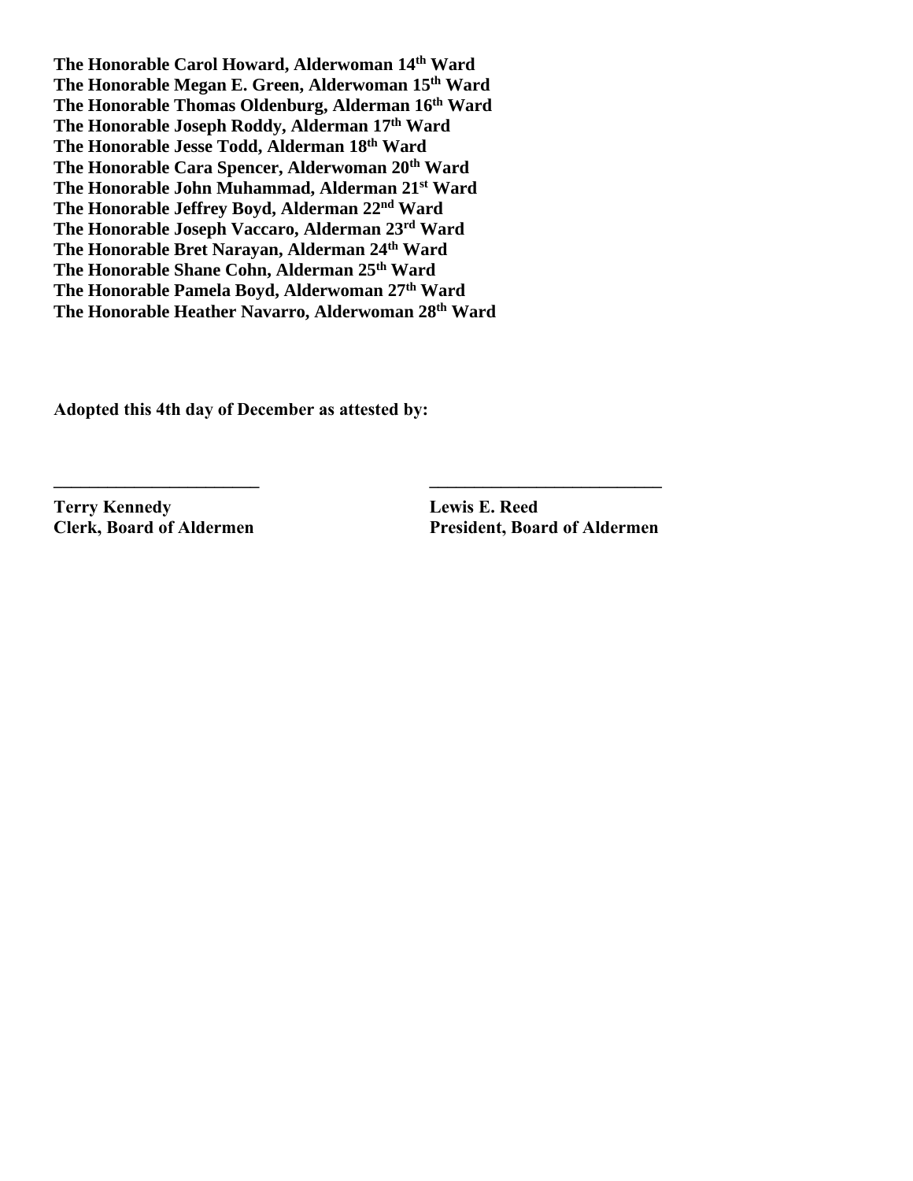**The Honorable Carol Howard, Alderwoman 14th Ward**
**The Honorable Megan E. Green, Alderwoman 15th Ward**
**The Honorable Thomas Oldenburg, Alderman 16th Ward**
**The Honorable Joseph Roddy, Alderman 17th Ward**
**The Honorable Jesse Todd, Alderman 18th Ward**
**The Honorable Cara Spencer, Alderwoman 20th Ward**
**The Honorable John Muhammad, Alderman 21st Ward**
**The Honorable Jeffrey Boyd, Alderman 22nd Ward**
**The Honorable Joseph Vaccaro, Alderman 23rd Ward**
**The Honorable Bret Narayan, Alderman 24th Ward**
**The Honorable Shane Cohn, Alderman 25th Ward**
**The Honorable Pamela Boyd, Alderwoman 27th Ward**
**The Honorable Heather Navarro, Alderwoman 28th Ward**

**Adopted this 4th day of December as attested by:**

| | |
|---|---|
| \_\_\_\_\_\_\_\_\_\_\_\_\_\_\_\_\_\_\_\_\_\_\_\_ | \_\_\_\_\_\_\_\_\_\_\_\_\_\_\_\_\_\_\_\_\_\_\_\_\_\_\_ |
| **Terry Kennedy** | **Lewis E. Reed** |
| **Clerk, Board of Aldermen** | **President, Board of Aldermen** |